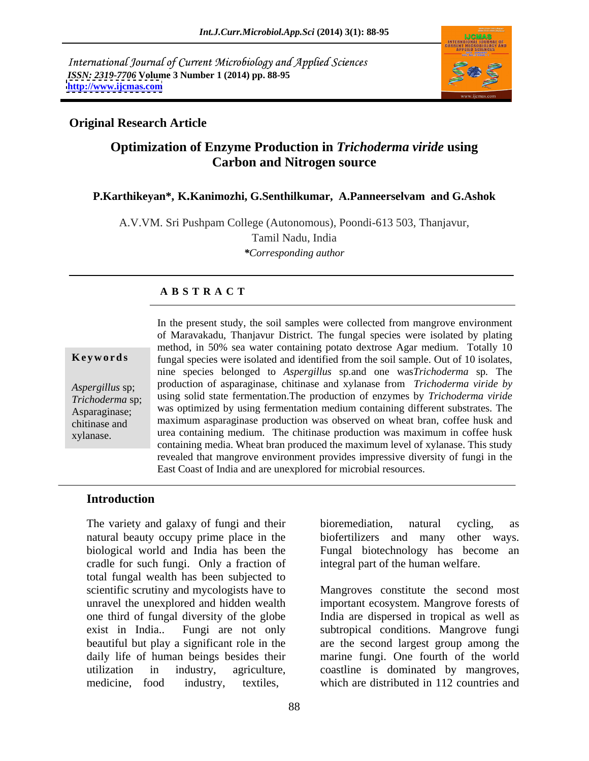International Journal of Current Microbiology and Applied Sciences
*ISSN: 2319-7706* **Volume 3 Number 1 (2014) pp. 88-95**
**http://www.ijcmas.com**

**Original Research Article**

# Optimization of Enzyme Production in *Trichoderma viride* using Carbon and Nitrogen source

**P.Karthikeyan\*, K.Kanimozhi, G.Senthilkumar, A.Panneerselvam and G.Ashok**

A.V.VM. Sri Pushpam College (Autonomous), Poondi-613 503, Thanjavur, Tamil Nadu, India

*\*Corresponding author*

## ABSTRACT

**Keywords**

*Aspergillus* sp; *Trichoderma* sp; Asparaginase; chitinase and xylanase.

In the present study, the soil samples were collected from mangrove environment of Maravakadu, Thanjavur District. The fungal species were isolated by plating method, in 50% sea water containing potato dextrose Agar medium. Totally 10 fungal species were isolated and identified from the soil sample. Out of 10 isolates, nine species belonged to *Aspergillus* sp.and one was*Trichoderma* sp. The production of asparaginase, chitinase and xylanase from *Trichoderma viride by* using solid state fermentation.The production of enzymes by *Trichoderma viride* was optimized by using fermentation medium containing different substrates. The maximum asparaginase production was observed on wheat bran, coffee husk and urea containing medium. The chitinase production was maximum in coffee husk containing media. Wheat bran produced the maximum level of xylanase. This study revealed that mangrove environment provides impressive diversity of fungi in the East Coast of India and are unexplored for microbial resources.

## Introduction

The variety and galaxy of fungi and their natural beauty occupy prime place in the biological world and India has been the cradle for such fungi. Only a fraction of total fungal wealth has been subjected to scientific scrutiny and mycologists have to unravel the unexplored and hidden wealth one third of fungal diversity of the globe exist in India.. Fungi are not only beautiful but play a significant role in the daily life of human beings besides their utilization in industry, agriculture, medicine, food industry, textiles, bioremediation, natural cycling, as biofertilizers and many other ways. Fungal biotechnology has become an integral part of the human welfare.

Mangroves constitute the second most important ecosystem. Mangrove forests of India are dispersed in tropical as well as subtropical conditions. Mangrove fungi are the second largest group among the marine fungi. One fourth of the world coastline is dominated by mangroves, which are distributed in 112 countries and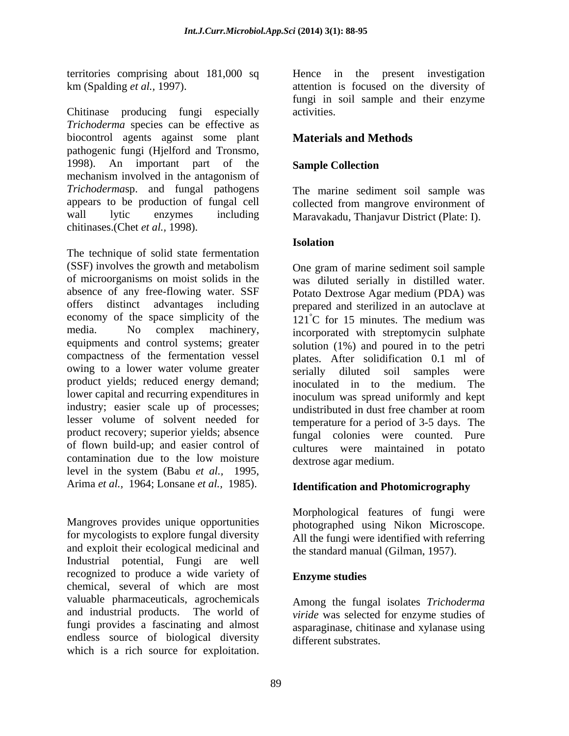territories comprising about 181,000 sq km (Spalding *et al.,* 1997).

Chitinase producing fungi especially *Trichoderma* species can be effective as biocontrol agents against some plant pathogenic fungi (Hjelford and Tronsmo, 1998). An important part of the mechanism involved in the antagonism of *Trichoderma*sp. and fungal pathogens appears to be production of fungal cell wall lytic enzymes including chitinases.(Chet *et al.,* 1998).

The technique of solid state fermentation (SSF) involves the growth and metabolism of microorganisms on moist solids in the absence of any free-flowing water. SSF offers distinct advantages including economy of the space simplicity of the media. No complex machinery, equipments and control systems; greater compactness of the fermentation vessel owing to a lower water volume greater product yields; reduced energy demand; lower capital and recurring expenditures in industry; easier scale up of processes; lesser volume of solvent needed for product recovery; superior yields; absence of flown build-up; and easier control of contamination due to the low moisture level in the system (Babu *et al.,* 1995, Arima *et al.,* 1964; Lonsane *et al.,* 1985).

Mangroves provides unique opportunities for mycologists to explore fungal diversity and exploit their ecological medicinal and Industrial potential, Fungi are well recognized to produce a wide variety of chemical, several of which are most valuable pharmaceuticals, agrochemicals and industrial products. The world of fungi provides a fascinating and almost endless source of biological diversity which is a rich source for exploitation. Hence in the present investigation attention is focused on the diversity of fungi in soil sample and their enzyme activities.

## Materials and Methods

### Sample Collection

The marine sediment soil sample was collected from mangrove environment of Maravakadu, Thanjavur District (Plate: I).

### Isolation

One gram of marine sediment soil sample was diluted serially in distilled water. Potato Dextrose Agar medium (PDA) was prepared and sterilized in an autoclave at 121°C for 15 minutes. The medium was incorporated with streptomycin sulphate solution (1%) and poured in to the petri plates. After solidification 0.1 ml of serially diluted soil samples were inoculated in to the medium. The inoculum was spread uniformly and kept undistributed in dust free chamber at room temperature for a period of 3-5 days. The fungal colonies were counted. Pure cultures were maintained in potato dextrose agar medium.

### Identification and Photomicrography

Morphological features of fungi were photographed using Nikon Microscope. All the fungi were identified with referring the standard manual (Gilman, 1957).

### Enzyme studies

Among the fungal isolates *Trichoderma viride* was selected for enzyme studies of asparaginase, chitinase and xylanase using different substrates.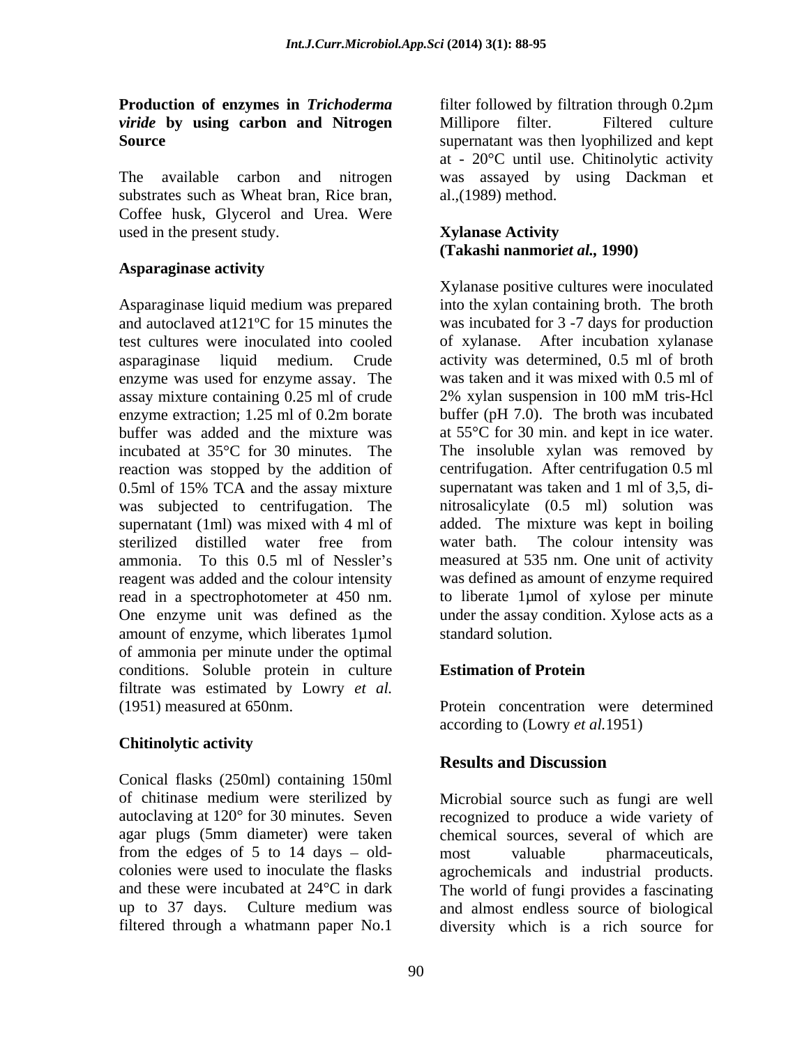### Production of enzymes in *Trichoderma viride* by using carbon and Nitrogen Source

The available carbon and nitrogen substrates such as Wheat bran, Rice bran, Coffee husk, Glycerol and Urea. Were used in the present study.

### Asparaginase activity

Asparaginase liquid medium was prepared and autoclaved at121ºC for 15 minutes the test cultures were inoculated into cooled asparaginase liquid medium. Crude enzyme was used for enzyme assay. The assay mixture containing 0.25 ml of crude enzyme extraction; 1.25 ml of 0.2m borate buffer was added and the mixture was incubated at 35°C for 30 minutes. The reaction was stopped by the addition of 0.5ml of 15% TCA and the assay mixture was subjected to centrifugation. The supernatant (1ml) was mixed with 4 ml of sterilized distilled water free from ammonia. To this 0.5 ml of Nessler's reagent was added and the colour intensity read in a spectrophotometer at 450 nm. One enzyme unit was defined as the amount of enzyme, which liberates 1µmol of ammonia per minute under the optimal conditions. Soluble protein in culture filtrate was estimated by Lowry *et al.* (1951) measured at 650nm.

### Chitinolytic activity

Conical flasks (250ml) containing 150ml of chitinase medium were sterilized by autoclaving at 120° for 30 minutes. Seven agar plugs (5mm diameter) were taken from the edges of 5 to 14 days – old-colonies were used to inoculate the flasks and these were incubated at 24°C in dark up to 37 days. Culture medium was filtered through a whatmann paper No.1 filter followed by filtration through 0.2µm Millipore filter. Filtered culture supernatant was then lyophilized and kept at - 20°C until use. Chitinolytic activity was assayed by using Dackman et al.,(1989) method.

### Xylanase Activity (Takashi nanmori*et al.,* 1990)

Xylanase positive cultures were inoculated into the xylan containing broth. The broth was incubated for 3 -7 days for production of xylanase. After incubation xylanase activity was determined, 0.5 ml of broth was taken and it was mixed with 0.5 ml of 2% xylan suspension in 100 mM tris-Hcl buffer (pH 7.0). The broth was incubated at 55°C for 30 min. and kept in ice water. The insoluble xylan was removed by centrifugation. After centrifugation 0.5 ml supernatant was taken and 1 ml of 3,5, di-nitrosalicylate (0.5 ml) solution was added. The mixture was kept in boiling water bath. The colour intensity was measured at 535 nm. One unit of activity was defined as amount of enzyme required to liberate 1µmol of xylose per minute under the assay condition. Xylose acts as a standard solution.

### Estimation of Protein

Protein concentration were determined according to (Lowry *et al.*1951)

## Results and Discussion

Microbial source such as fungi are well recognized to produce a wide variety of chemical sources, several of which are most valuable pharmaceuticals, agrochemicals and industrial products. The world of fungi provides a fascinating and almost endless source of biological diversity which is a rich source for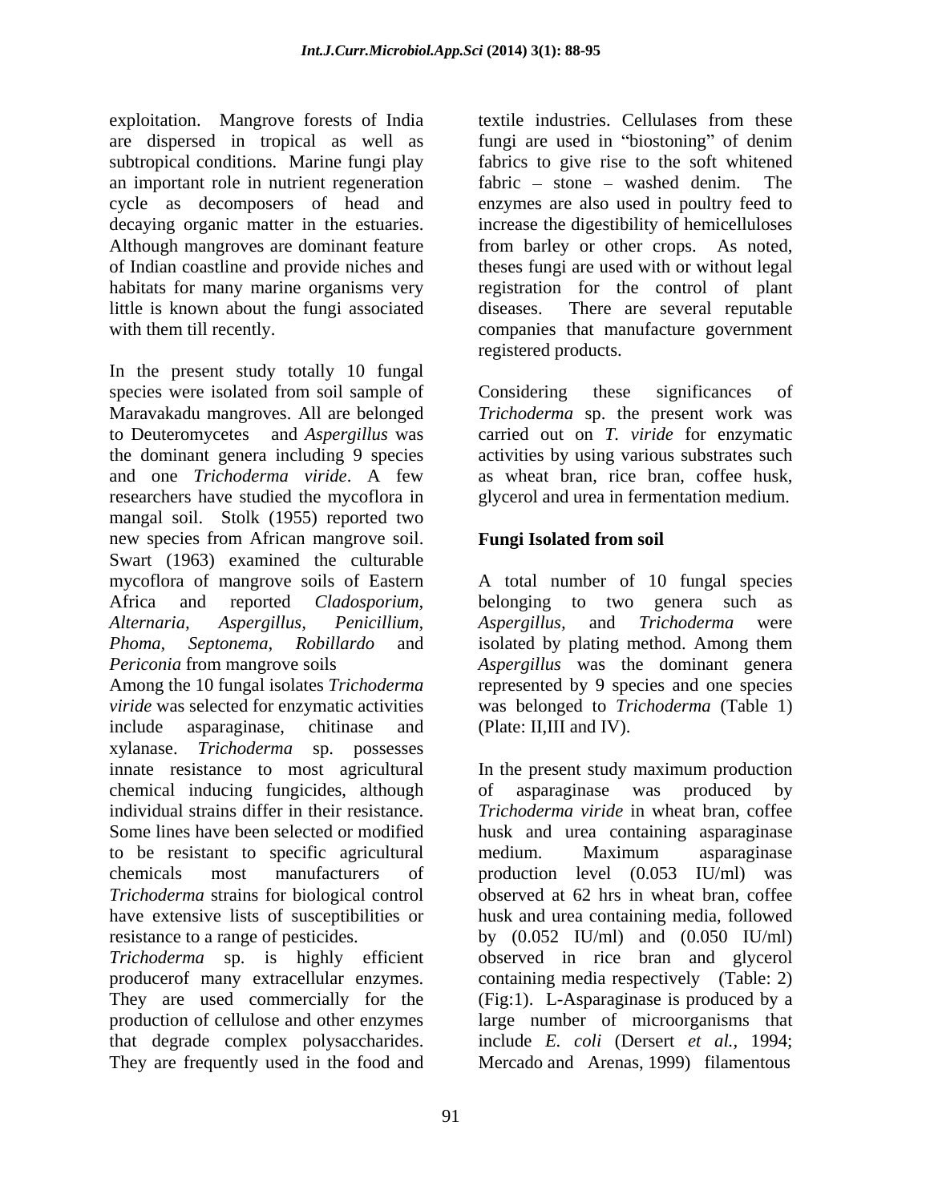exploitation. Mangrove forests of India are dispersed in tropical as well as subtropical conditions. Marine fungi play an important role in nutrient regeneration cycle as decomposers of head and decaying organic matter in the estuaries. Although mangroves are dominant feature of Indian coastline and provide niches and habitats for many marine organisms very little is known about the fungi associated with them till recently.

In the present study totally 10 fungal species were isolated from soil sample of Maravakadu mangroves. All are belonged to Deuteromycetes and *Aspergillus* was the dominant genera including 9 species and one *Trichoderma viride*. A few researchers have studied the mycoflora in mangal soil. Stolk (1955) reported two new species from African mangrove soil. Swart (1963) examined the culturable mycoflora of mangrove soils of Eastern Africa and reported *Cladosporium, Alternaria, Aspergillus, Penicillium, Phoma, Septonema, Robillardo* and *Periconia* from mangrove soils

Among the 10 fungal isolates *Trichoderma viride* was selected for enzymatic activities include asparaginase, chitinase and xylanase. *Trichoderma* sp. possesses innate resistance to most agricultural chemical inducing fungicides, although individual strains differ in their resistance. Some lines have been selected or modified to be resistant to specific agricultural chemicals most manufacturers of *Trichoderma* strains for biological control have extensive lists of susceptibilities or resistance to a range of pesticides.

*Trichoderma* sp. is highly efficient producerof many extracellular enzymes. They are used commercially for the production of cellulose and other enzymes that degrade complex polysaccharides. They are frequently used in the food and textile industries. Cellulases from these fungi are used in "biostoning" of denim fabrics to give rise to the soft whitened fabric – stone – washed denim. The enzymes are also used in poultry feed to increase the digestibility of hemicelluloses from barley or other crops. As noted, theses fungi are used with or without legal registration for the control of plant diseases. There are several reputable companies that manufacture government registered products.

Considering these significances of *Trichoderma* sp. the present work was carried out on *T. viride* for enzymatic activities by using various substrates such as wheat bran, rice bran, coffee husk, glycerol and urea in fermentation medium.

## Fungi Isolated from soil

A total number of 10 fungal species belonging to two genera such as *Aspergillus*, and *Trichoderma* were isolated by plating method. Among them *Aspergillus* was the dominant genera represented by 9 species and one species was belonged to *Trichoderma* (Table 1) (Plate: II,III and IV).

In the present study maximum production of asparaginase was produced by *Trichoderma viride* in wheat bran, coffee husk and urea containing asparaginase medium. Maximum asparaginase production level (0.053 IU/ml) was observed at 62 hrs in wheat bran, coffee husk and urea containing media, followed by (0.052 IU/ml) and (0.050 IU/ml) observed in rice bran and glycerol containing media respectively (Table: 2) (Fig:1). L-Asparaginase is produced by a large number of microorganisms that include *E. coli* (Dersert *et al.,* 1994; Mercado and Arenas, 1999) filamentous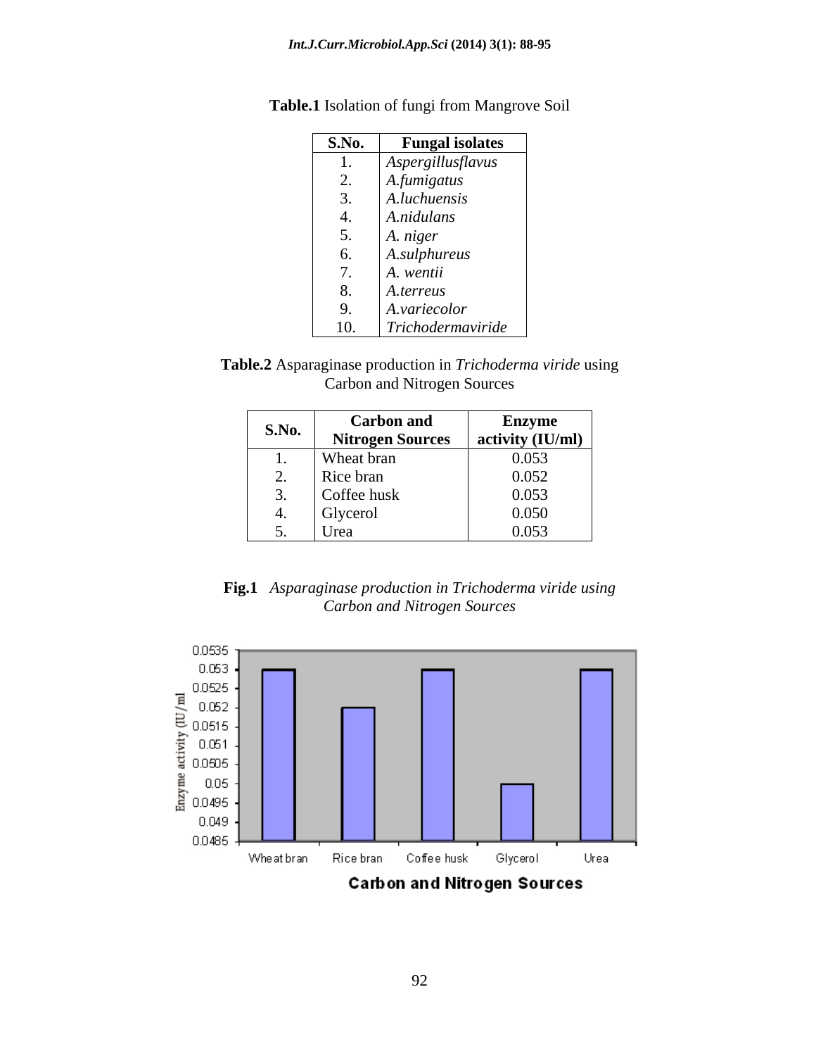**Table.1** Isolation of fungi from Mangrove Soil

| S.No. | Fungal isolates |
|---|---|
| 1. | *Aspergillusflavus* |
| 2. | *A.fumigatus* |
| 3. | *A.luchuensis* |
| 4. | *A.nidulans* |
| 5. | *A. niger* |
| 6. | *A.sulphureus* |
| 7. | *A. wentii* |
| 8. | *A.terreus* |
| 9. | *A.variecolor* |
| 10. | *Trichodermaviride* |

**Table.2** Asparaginase production in *Trichoderma viride* using Carbon and Nitrogen Sources

| S.No. | Carbon and Nitrogen Sources | Enzyme activity (IU/ml) |
|---|---|---|
| 1. | Wheat bran | 0.053 |
| 2. | Rice bran | 0.052 |
| 3. | Coffee husk | 0.053 |
| 4. | Glycerol | 0.050 |
| 5. | Urea | 0.053 |

**Fig.1** *Asparaginase production in Trichoderma viride using Carbon and Nitrogen Sources*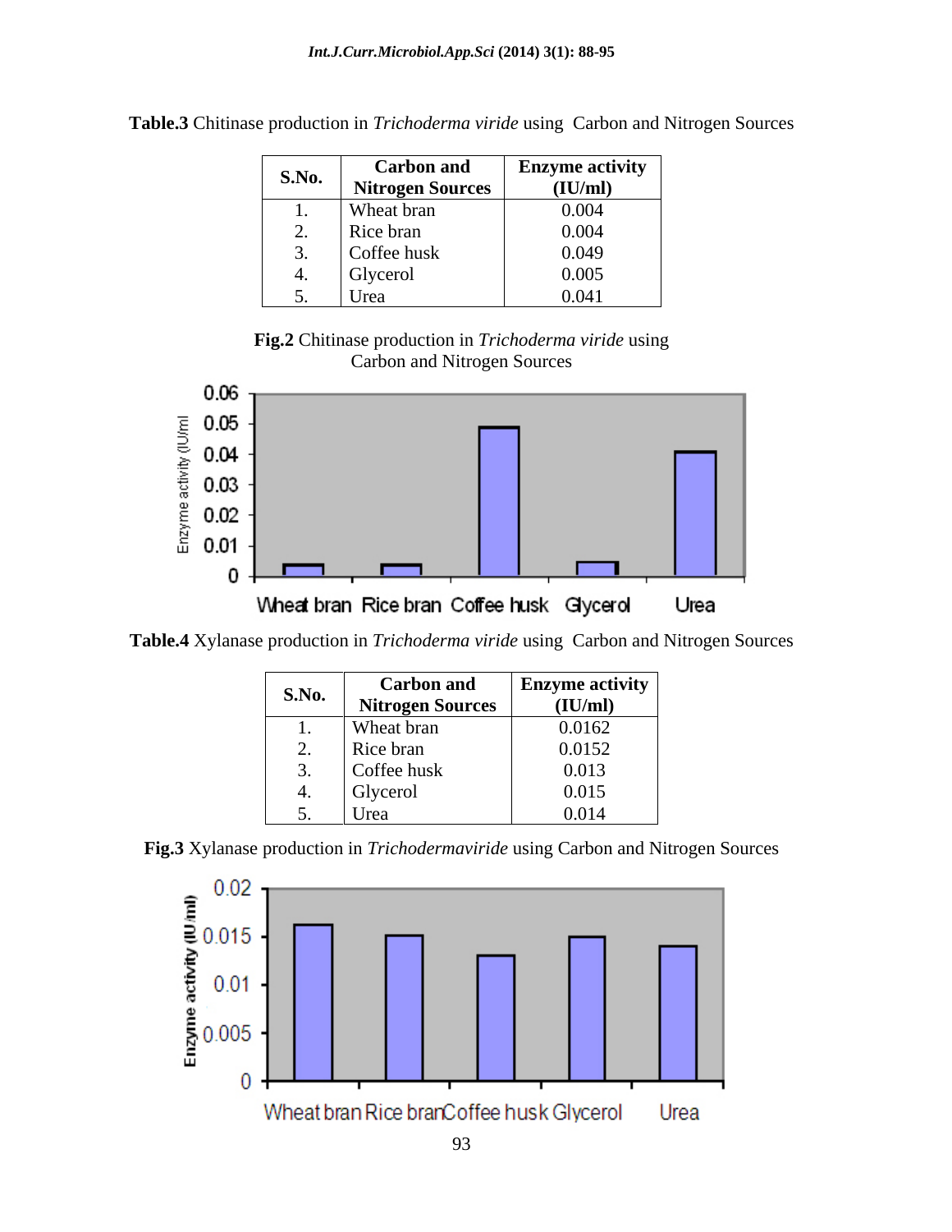**Table.3** Chitinase production in *Trichoderma viride* using Carbon and Nitrogen Sources

| S.No. | Carbon and Nitrogen Sources | Enzyme activity (IU/ml) |
|---|---|---|
| 1. | Wheat bran | 0.004 |
| 2. | Rice bran | 0.004 |
| 3. | Coffee husk | 0.049 |
| 4. | Glycerol | 0.005 |
| 5. | Urea | 0.041 |

**Fig.2** Chitinase production in *Trichoderma viride* using Carbon and Nitrogen Sources

**Table.4** Xylanase production in *Trichoderma viride* using Carbon and Nitrogen Sources

| S.No. | Carbon and Nitrogen Sources | Enzyme activity (IU/ml) |
|---|---|---|
| 1. | Wheat bran | 0.0162 |
| 2. | Rice bran | 0.0152 |
| 3. | Coffee husk | 0.013 |
| 4. | Glycerol | 0.015 |
| 5. | Urea | 0.014 |

**Fig.3** Xylanase production in *Trichodermaviride* using Carbon and Nitrogen Sources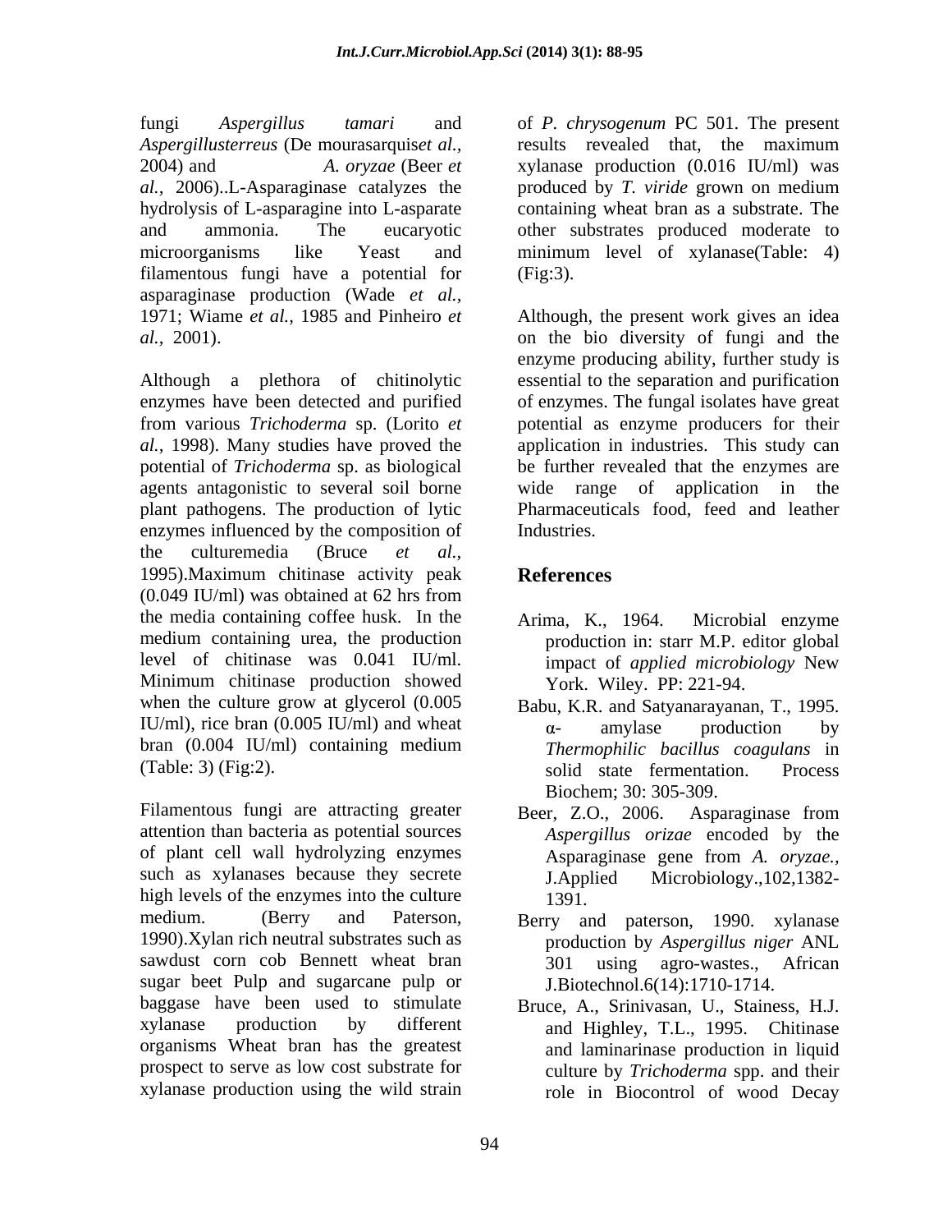fungi *Aspergillus tamari* and *Aspergillusterreus* (De mourasarquis*et al.,* 2004) and *A. oryzae* (Beer *et al.,* 2006)..L-Asparaginase catalyzes the hydrolysis of L-asparagine into L-asparate and ammonia. The eucaryotic microorganisms like Yeast and filamentous fungi have a potential for asparaginase production (Wade *et al.,* 1971; Wiame *et al.,* 1985 and Pinheiro *et al.,* 2001).

Although a plethora of chitinolytic enzymes have been detected and purified from various *Trichoderma* sp. (Lorito *et al.,* 1998). Many studies have proved the potential of *Trichoderma* sp. as biological agents antagonistic to several soil borne plant pathogens. The production of lytic enzymes influenced by the composition of the culturemedia (Bruce *et al.,* 1995).Maximum chitinase activity peak (0.049 IU/ml) was obtained at 62 hrs from the media containing coffee husk. In the medium containing urea, the production level of chitinase was 0.041 IU/ml. Minimum chitinase production showed when the culture grow at glycerol (0.005 IU/ml), rice bran (0.005 IU/ml) and wheat bran (0.004 IU/ml) containing medium (Table: 3) (Fig:2).

Filamentous fungi are attracting greater attention than bacteria as potential sources of plant cell wall hydrolyzing enzymes such as xylanases because they secrete high levels of the enzymes into the culture medium. (Berry and Paterson, 1990).Xylan rich neutral substrates such as sawdust corn cob Bennett wheat bran sugar beet Pulp and sugarcane pulp or baggase have been used to stimulate xylanase production by different organisms Wheat bran has the greatest prospect to serve as low cost substrate for xylanase production using the wild strain of *P. chrysogenum* PC 501. The present results revealed that, the maximum xylanase production (0.016 IU/ml) was produced by *T. viride* grown on medium containing wheat bran as a substrate. The other substrates produced moderate to minimum level of xylanase(Table: 4) (Fig:3).

Although, the present work gives an idea on the bio diversity of fungi and the enzyme producing ability, further study is essential to the separation and purification of enzymes. The fungal isolates have great potential as enzyme producers for their application in industries. This study can be further revealed that the enzymes are wide range of application in the Pharmaceuticals food, feed and leather Industries.

## References

Arima, K., 1964. Microbial enzyme production in: starr M.P. editor global impact of *applied microbiology* New York. Wiley. PP: 221-94.

Babu, K.R. and Satyanarayanan, T., 1995. α- amylase production by *Thermophilic bacillus coagulans* in solid state fermentation. Process Biochem; 30: 305-309.

Beer, Z.O., 2006. Asparaginase from *Aspergillus orizae* encoded by the Asparaginase gene from *A. oryzae.,* J.Applied Microbiology.,102,1382-1391.

Berry and paterson, 1990. xylanase production by *Aspergillus niger* ANL 301 using agro-wastes., African J.Biotechnol.6(14):1710-1714.

Bruce, A., Srinivasan, U., Stainess, H.J. and Highley, T.L., 1995. Chitinase and laminarinase production in liquid culture by *Trichoderma* spp. and their role in Biocontrol of wood Decay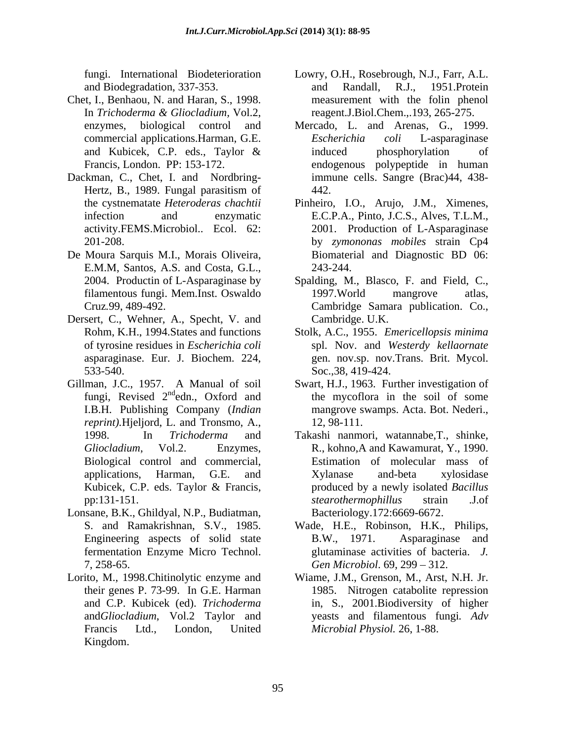fungi. International Biodeterioration and Biodegradation, 337-353.

Chet, I., Benhaou, N. and Haran, S., 1998. In *Trichoderma & Gliocladium,* Vol.2, enzymes, biological control and commercial applications.Harman, G.E. and Kubicek, C.P. eds., Taylor & Francis, London. PP: 153-172.

Dackman, C., Chet, I. and Nordbring-Hertz, B., 1989. Fungal parasitism of the cystnematate *Heteroderas chachtii* infection and enzymatic activity.FEMS.Microbiol.. Ecol. 62: 201-208.

De Moura Sarquis M.I., Morais Oliveira, E.M.M, Santos, A.S. and Costa, G.L., 2004. Productin of L-Asparaginase by filamentous fungi. Mem.Inst. Oswaldo Cruz.99, 489-492.

Dersert, C., Wehner, A., Specht, V. and Rohm, K.H., 1994.States and functions of tyrosine residues in *Escherichia coli* asparaginase. Eur. J. Biochem. 224, 533-540.

Gillman, J.C., 1957. A Manual of soil fungi, Revised 2[nd]edn., Oxford and I.B.H. Publishing Company (*Indian reprint).*Hjeljord, L. and Tronsmo, A., 1998. In *Trichoderma* and *Gliocladium*, Vol.2. Enzymes, Biological control and commercial, applications, Harman, G.E. and Kubicek, C.P. eds. Taylor & Francis, pp:131-151.

Lonsane, B.K., Ghildyal, N.P., Budiatman, S. and Ramakrishnan, S.V., 1985. Engineering aspects of solid state fermentation Enzyme Micro Technol. 7, 258-65.

Lorito, M., 1998.Chitinolytic enzyme and their genes P. 73-99. In G.E. Harman and C.P. Kubicek (ed). *Trichoderma* and*Gliocladium*, Vol.2 Taylor and Francis Ltd., London, United Kingdom.

Lowry, O.H., Rosebrough, N.J., Farr, A.L. and Randall, R.J., 1951.Protein measurement with the folin phenol reagent.J.Biol.Chem.,.193, 265-275.

Mercado, L. and Arenas, G., 1999. *Escherichia coli* L-asparaginase induced phosphorylation of endogenous polypeptide in human immune cells. Sangre (Brac)44, 438-442.

Pinheiro, I.O., Arujo, J.M., Ximenes, E.C.P.A., Pinto, J.C.S., Alves, T.L.M., 2001. Production of L-Asparaginase by *zymononas mobiles* strain Cp4 Biomaterial and Diagnostic BD 06: 243-244.

Spalding, M., Blasco, F. and Field, C., 1997.World mangrove atlas, Cambridge Samara publication. Co., Cambridge. U.K.

Stolk, A.C., 1955. *Emericellopsis minima* spl. Nov. and *Westerdy kellaornate* gen. nov.sp. nov.Trans. Brit. Mycol. Soc.,38, 419-424.

Swart, H.J., 1963. Further investigation of the mycoflora in the soil of some mangrove swamps. Acta. Bot. Nederi., 12, 98-111.

Takashi nanmori, watannabe,T., shinke, R., kohno,A and Kawamurat, Y., 1990. Estimation of molecular mass of Xylanase and-beta xylosidase produced by a newly isolated *Bacillus stearothermophillus* strain .J.of Bacteriology.172:6669-6672.

Wade, H.E., Robinson, H.K., Philips, B.W., 1971. Asparaginase and glutaminase activities of bacteria. *J. Gen Microbiol*. 69, 299 – 312.

Wiame, J.M., Grenson, M., Arst, N.H. Jr. 1985. Nitrogen catabolite repression in, S., 2001.Biodiversity of higher yeasts and filamentous fungi*. Adv Microbial Physiol.* 26, 1-88.